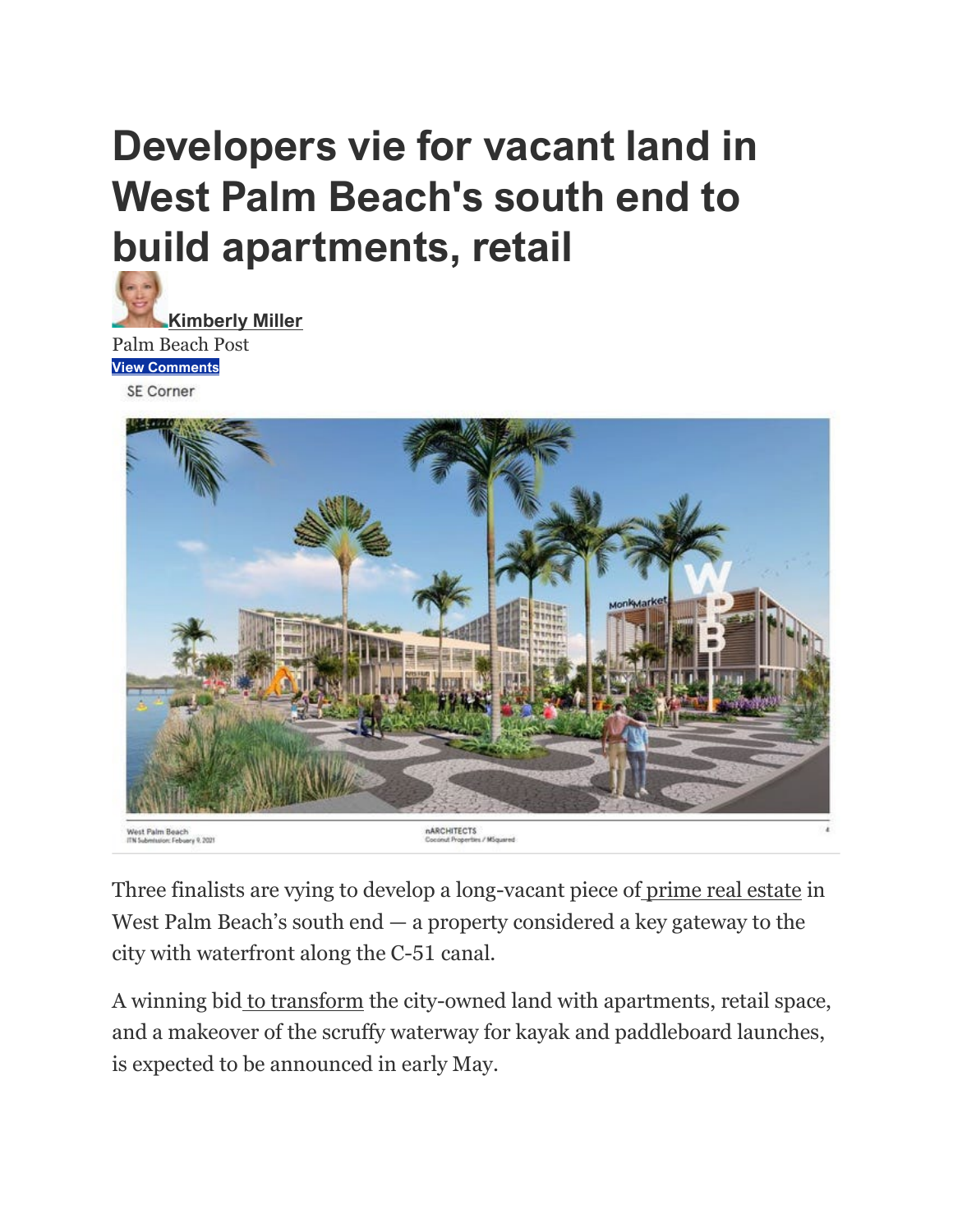# Developers vie for vacant land in West Palm Beach's south end to build apartments, retail

**Kimberly Miller**

Palm Beach Post

**View Comments**

Three finalists are vying to develop a long-vacant piece of prime real estate in West Palm Beach's south end — a property considered a key gateway to the city with waterfront along the C-51 canal.

A winning bid to transform the city-owned land with apartments, retail space, and a makeover of the scruffy waterway for kayak and paddleboard launches, is expected to be announced in early May.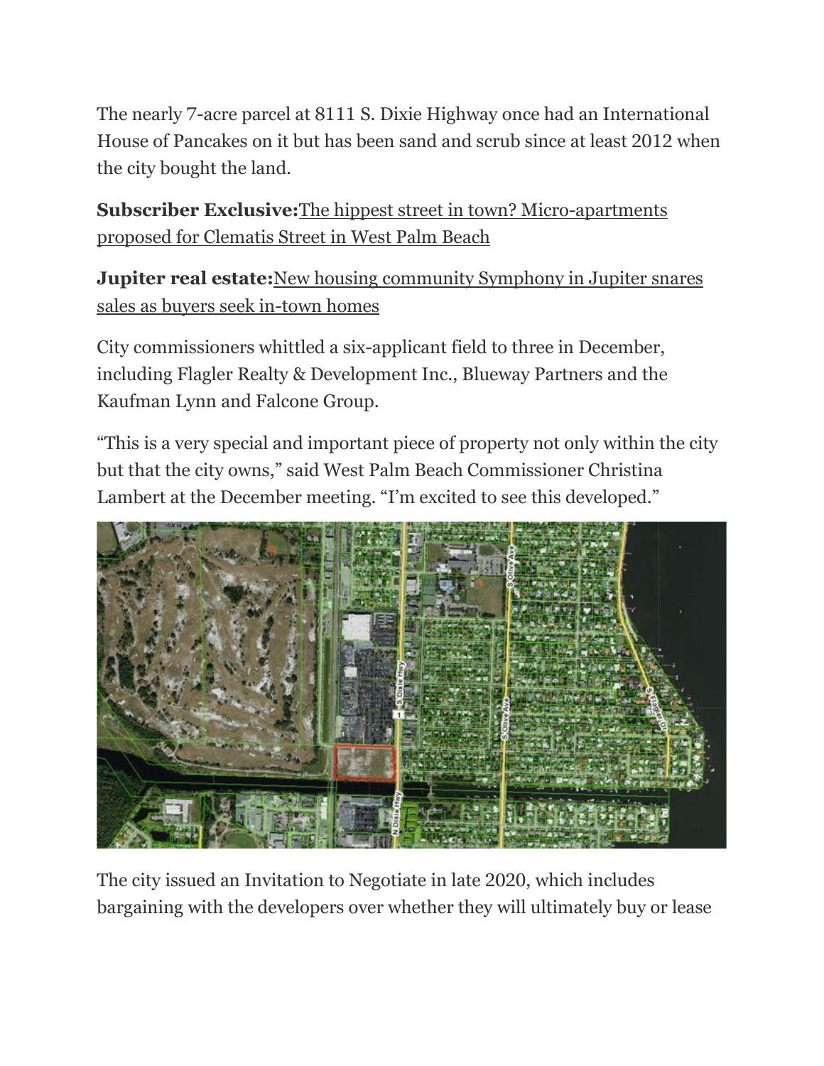The nearly 7-acre parcel at 8111 S. Dixie Highway once had an International House of Pancakes on it but has been sand and scrub since at least 2012 when the city bought the land.

**Subscriber Exclusive:** The hippest street in town? Micro-apartments proposed for Clematis Street in West Palm Beach

**Jupiter real estate:** New housing community Symphony in Jupiter snares sales as buyers seek in-town homes

City commissioners whittled a six-applicant field to three in December, including Flagler Realty & Development Inc., Blueway Partners and the Kaufman Lynn and Falcone Group.

"This is a very special and important piece of property not only within the city but that the city owns," said West Palm Beach Commissioner Christina Lambert at the December meeting. "I'm excited to see this developed."

The city issued an Invitation to Negotiate in late 2020, which includes bargaining with the developers over whether they will ultimately buy or lease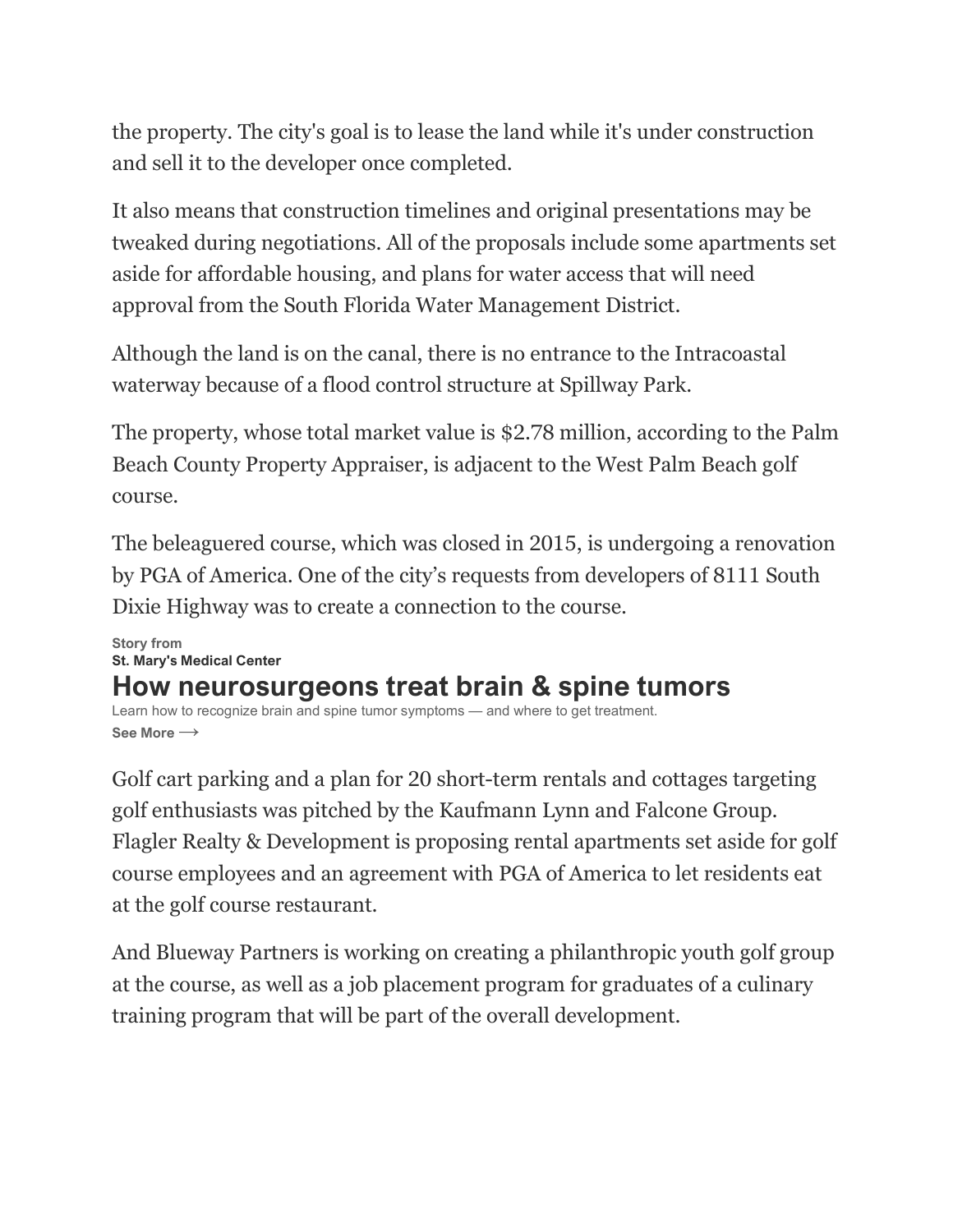the property. The city's goal is to lease the land while it's under construction and sell it to the developer once completed.

It also means that construction timelines and original presentations may be tweaked during negotiations. All of the proposals include some apartments set aside for affordable housing, and plans for water access that will need approval from the South Florida Water Management District.

Although the land is on the canal, there is no entrance to the Intracoastal waterway because of a flood control structure at Spillway Park.

The property, whose total market value is $2.78 million, according to the Palm Beach County Property Appraiser, is adjacent to the West Palm Beach golf course.

The beleaguered course, which was closed in 2015, is undergoing a renovation by PGA of America. One of the city's requests from developers of 8111 South Dixie Highway was to create a connection to the course.

Story from
**St. Mary's Medical Center**

## How neurosurgeons treat brain & spine tumors

Learn how to recognize brain and spine tumor symptoms — and where to get treatment.
**See More ⟶**

Golf cart parking and a plan for 20 short-term rentals and cottages targeting golf enthusiasts was pitched by the Kaufmann Lynn and Falcone Group. Flagler Realty & Development is proposing rental apartments set aside for golf course employees and an agreement with PGA of America to let residents eat at the golf course restaurant.

And Blueway Partners is working on creating a philanthropic youth golf group at the course, as well as a job placement program for graduates of a culinary training program that will be part of the overall development.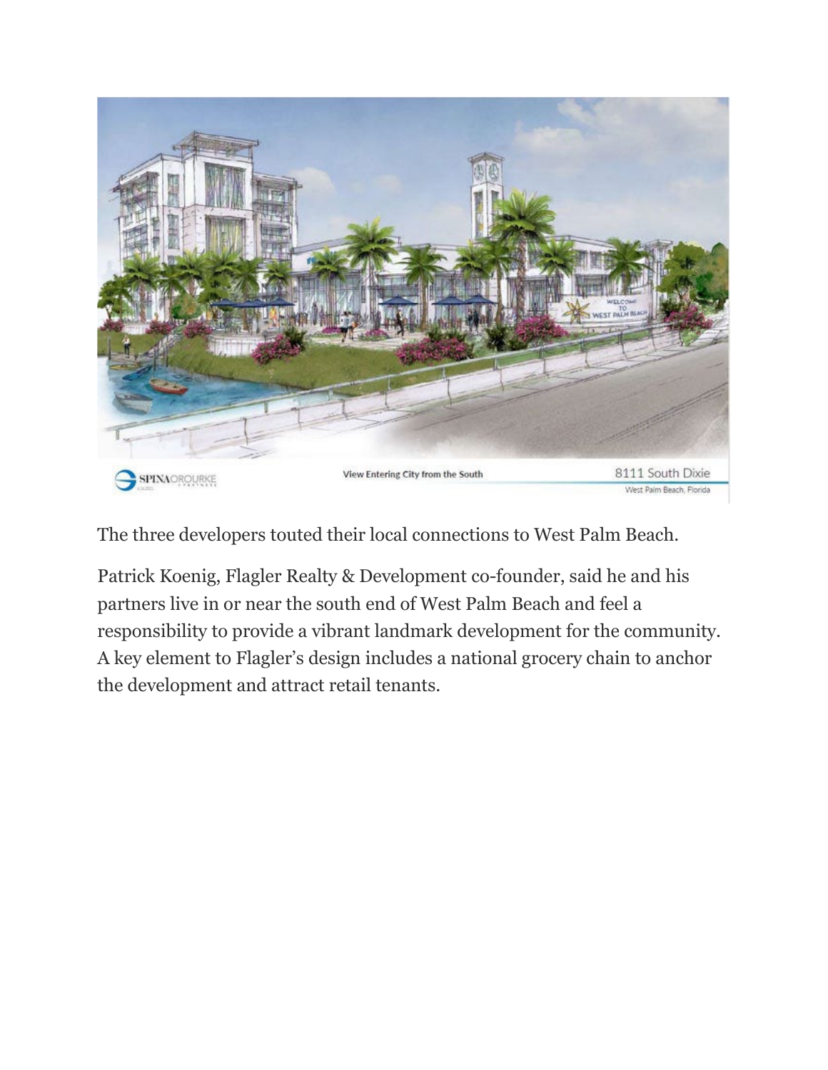The three developers touted their local connections to West Palm Beach.

Patrick Koenig, Flagler Realty & Development co-founder, said he and his partners live in or near the south end of West Palm Beach and feel a responsibility to provide a vibrant landmark development for the community. A key element to Flagler's design includes a national grocery chain to anchor the development and attract retail tenants.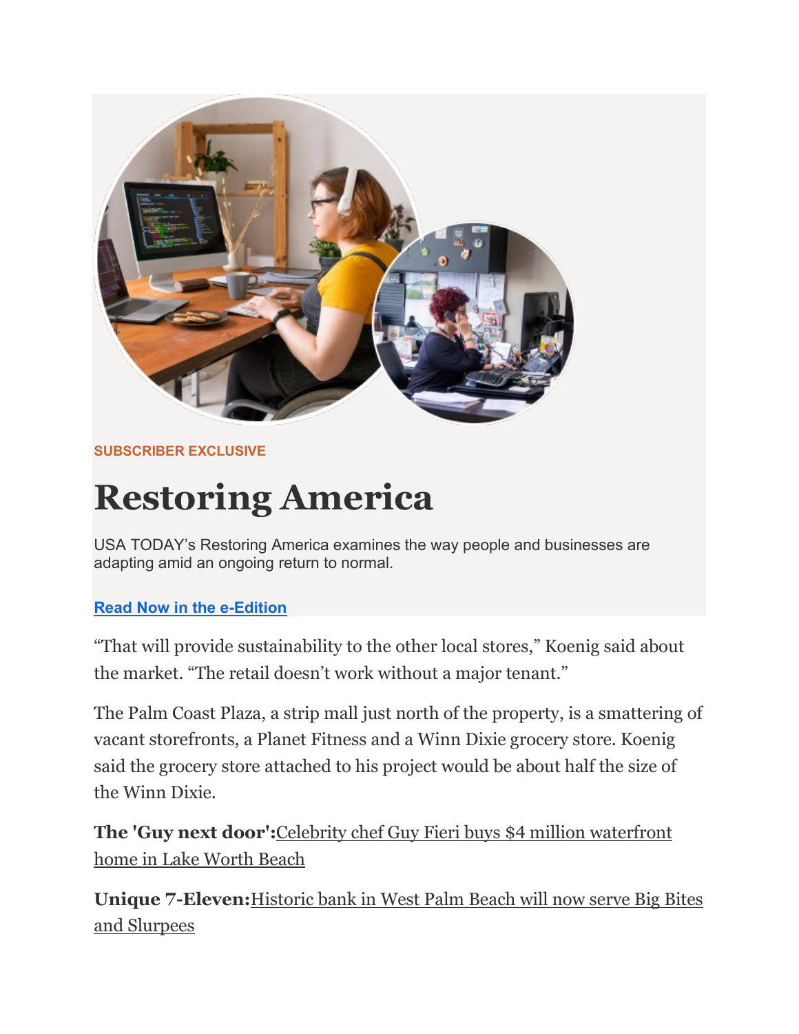SUBSCRIBER EXCLUSIVE

# Restoring America

USA TODAY's Restoring America examines the way people and businesses are adapting amid an ongoing return to normal.

Read Now in the e-Edition

"That will provide sustainability to the other local stores," Koenig said about the market. "The retail doesn't work without a major tenant."

The Palm Coast Plaza, a strip mall just north of the property, is a smattering of vacant storefronts, a Planet Fitness and a Winn Dixie grocery store. Koenig said the grocery store attached to his project would be about half the size of the Winn Dixie.

**The 'Guy next door':** Celebrity chef Guy Fieri buys $4 million waterfront home in Lake Worth Beach

**Unique 7-Eleven:** Historic bank in West Palm Beach will now serve Big Bites and Slurpees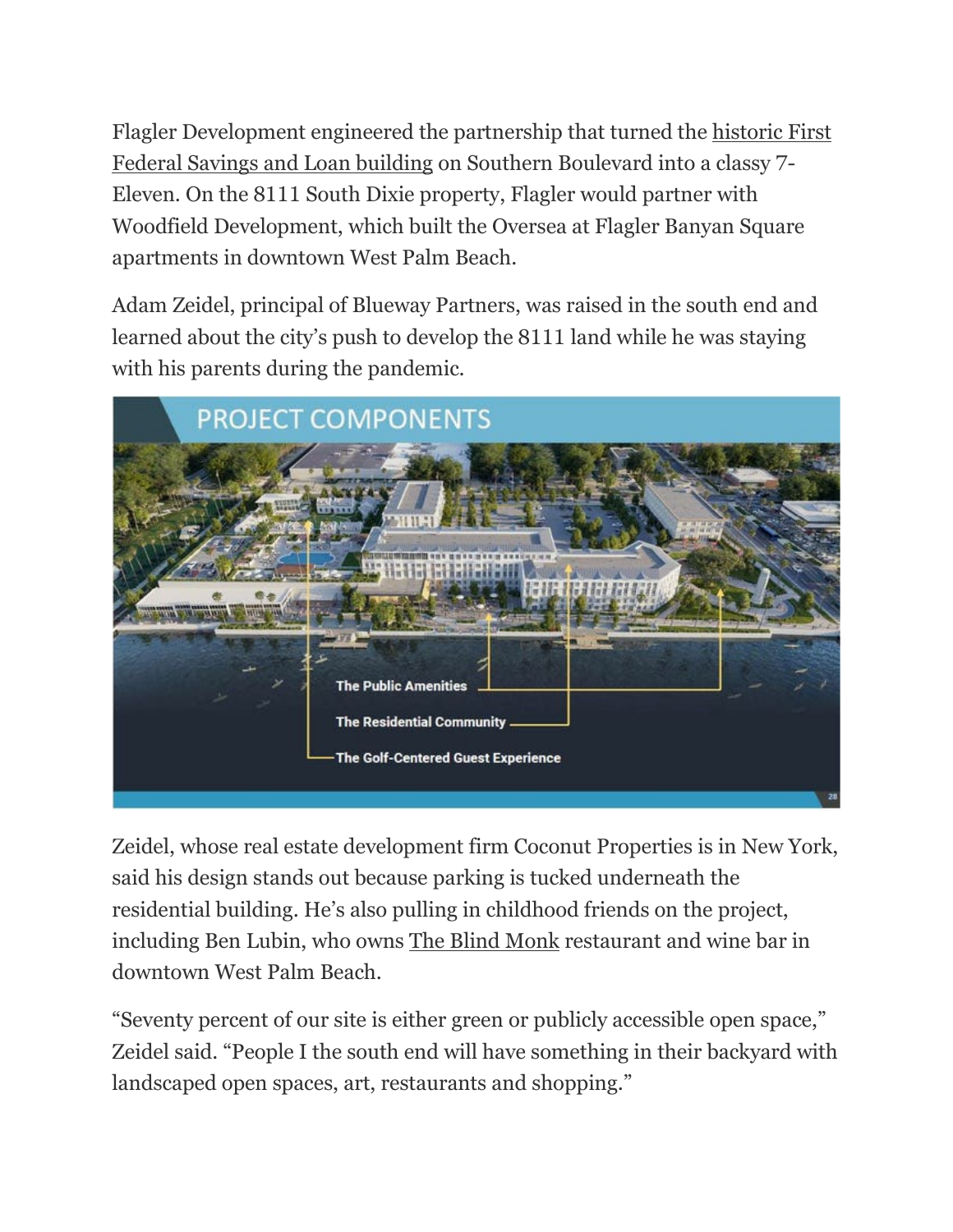Flagler Development engineered the partnership that turned the historic First Federal Savings and Loan building on Southern Boulevard into a classy 7-Eleven. On the 8111 South Dixie property, Flagler would partner with Woodfield Development, which built the Oversea at Flagler Banyan Square apartments in downtown West Palm Beach.

Adam Zeidel, principal of Blueway Partners, was raised in the south end and learned about the city's push to develop the 8111 land while he was staying with his parents during the pandemic.

Zeidel, whose real estate development firm Coconut Properties is in New York, said his design stands out because parking is tucked underneath the residential building. He's also pulling in childhood friends on the project, including Ben Lubin, who owns The Blind Monk restaurant and wine bar in downtown West Palm Beach.

"Seventy percent of our site is either green or publicly accessible open space," Zeidel said. "People I the south end will have something in their backyard with landscaped open spaces, art, restaurants and shopping."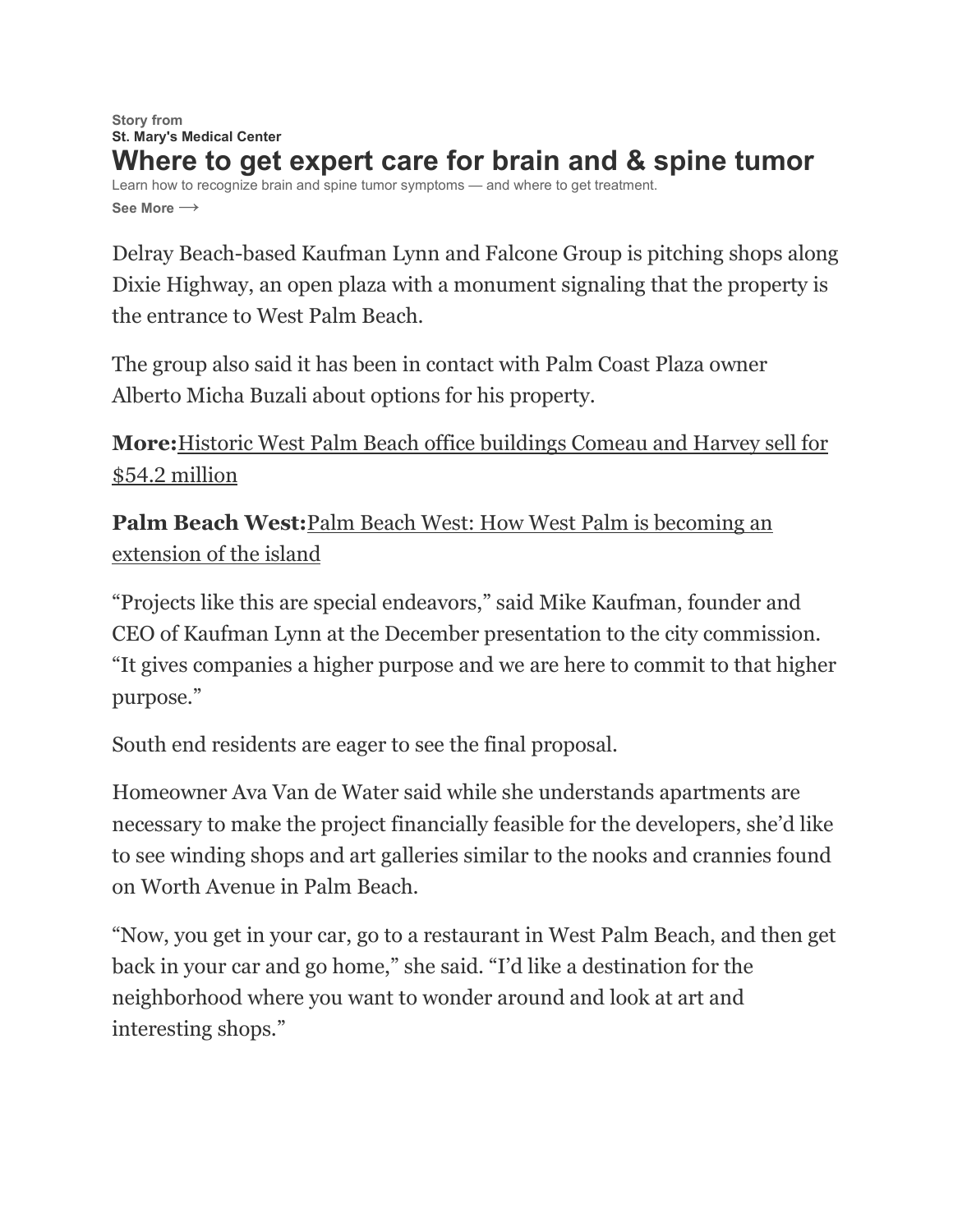Story from
**St. Mary's Medical Center**

## Where to get expert care for brain and & spine tumor

Learn how to recognize brain and spine tumor symptoms — and where to get treatment.

**See More ⟶**

Delray Beach-based Kaufman Lynn and Falcone Group is pitching shops along Dixie Highway, an open plaza with a monument signaling that the property is the entrance to West Palm Beach.

The group also said it has been in contact with Palm Coast Plaza owner Alberto Micha Buzali about options for his property.

**More:**Historic West Palm Beach office buildings Comeau and Harvey sell for $54.2 million

**Palm Beach West:**Palm Beach West: How West Palm is becoming an extension of the island

"Projects like this are special endeavors," said Mike Kaufman, founder and CEO of Kaufman Lynn at the December presentation to the city commission. "It gives companies a higher purpose and we are here to commit to that higher purpose."

South end residents are eager to see the final proposal.

Homeowner Ava Van de Water said while she understands apartments are necessary to make the project financially feasible for the developers, she'd like to see winding shops and art galleries similar to the nooks and crannies found on Worth Avenue in Palm Beach.

"Now, you get in your car, go to a restaurant in West Palm Beach, and then get back in your car and go home," she said. "I'd like a destination for the neighborhood where you want to wonder around and look at art and interesting shops."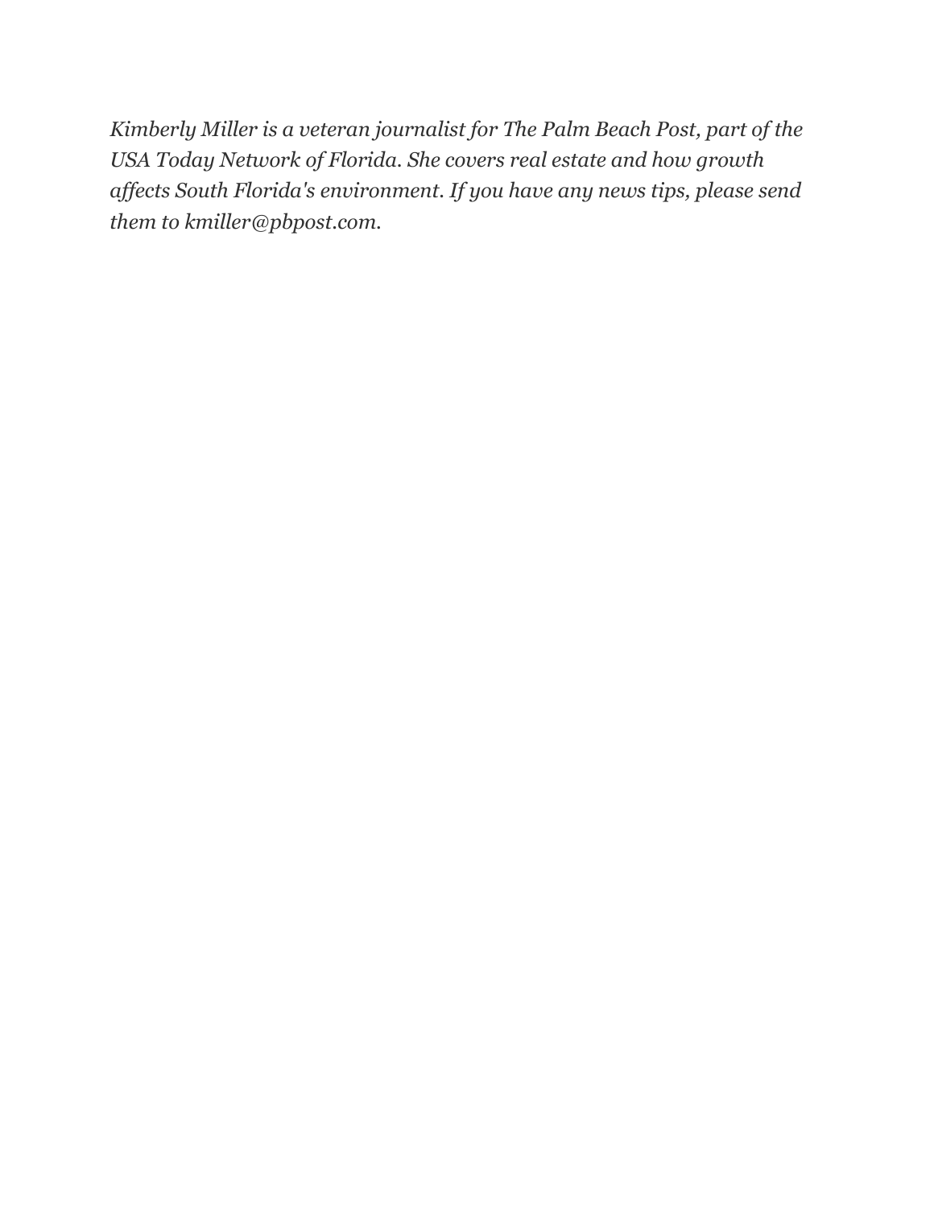*Kimberly Miller is a veteran journalist for The Palm Beach Post, part of the USA Today Network of Florida. She covers real estate and how growth affects South Florida's environment. If you have any news tips, please send them to kmiller@pbpost.com.*